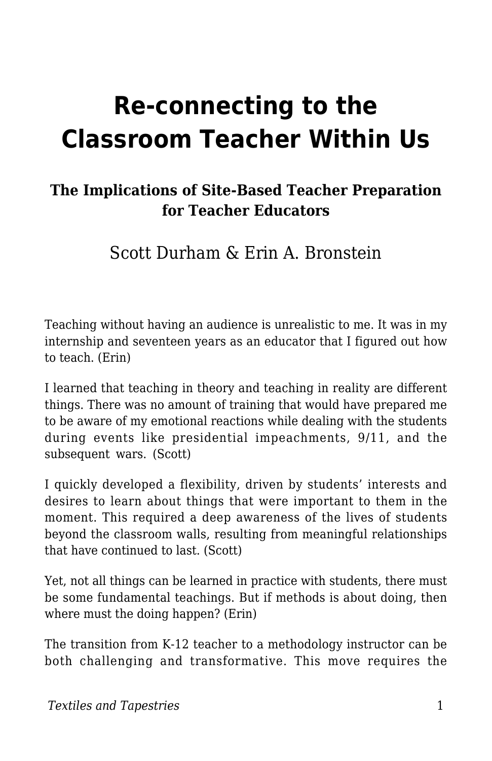# Re-connecting to the Classroom Teacher Within Us

### The Implications of Site-Based Teacher Preparation for Teacher Educators

Scott Durham & Erin A. Bronstein

Teaching without having an audience is unrealistic to me. It was in my internship and seventeen years as an educator that I figured out how to teach. (Erin)

I learned that teaching in theory and teaching in reality are different things. There was no amount of training that would have prepared me to be aware of my emotional reactions while dealing with the students during events like presidential impeachments, 9/11, and the subsequent wars. (Scott)

I quickly developed a flexibility, driven by students' interests and desires to learn about things that were important to them in the moment. This required a deep awareness of the lives of students beyond the classroom walls, resulting from meaningful relationships that have continued to last. (Scott)

Yet, not all things can be learned in practice with students, there must be some fundamental teachings. But if methods is about doing, then where must the doing happen? (Erin)

The transition from K-12 teacher to a methodology instructor can be both challenging and transformative. This move requires the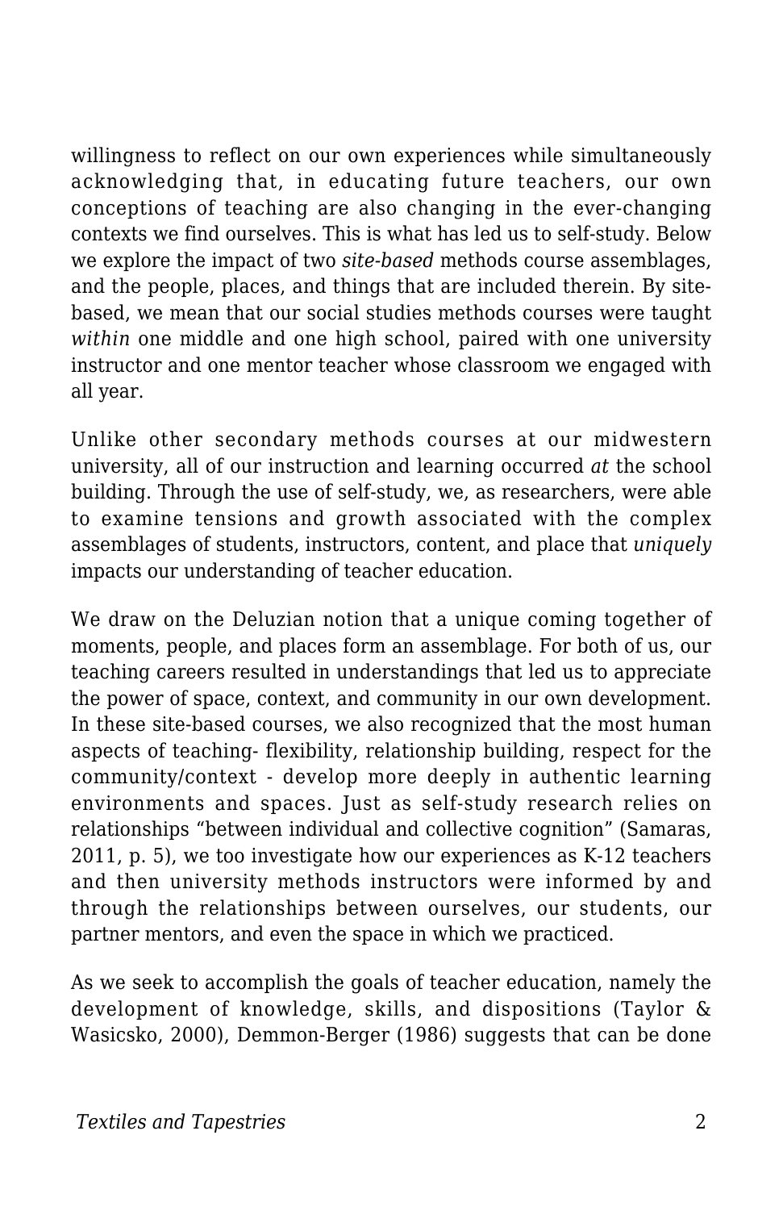willingness to reflect on our own experiences while simultaneously acknowledging that, in educating future teachers, our own conceptions of teaching are also changing in the ever-changing contexts we find ourselves. This is what has led us to self-study. Below we explore the impact of two *site-based* methods course assemblages, and the people, places, and things that are included therein. By site-based, we mean that our social studies methods courses were taught *within* one middle and one high school, paired with one university instructor and one mentor teacher whose classroom we engaged with all year.

Unlike other secondary methods courses at our midwestern university, all of our instruction and learning occurred *at* the school building. Through the use of self-study, we, as researchers, were able to examine tensions and growth associated with the complex assemblages of students, instructors, content, and place that *uniquely* impacts our understanding of teacher education.

We draw on the Deluzian notion that a unique coming together of moments, people, and places form an assemblage. For both of us, our teaching careers resulted in understandings that led us to appreciate the power of space, context, and community in our own development. In these site-based courses, we also recognized that the most human aspects of teaching- flexibility, relationship building, respect for the community/context - develop more deeply in authentic learning environments and spaces. Just as self-study research relies on relationships "between individual and collective cognition" (Samaras, 2011, p. 5), we too investigate how our experiences as K-12 teachers and then university methods instructors were informed by and through the relationships between ourselves, our students, our partner mentors, and even the space in which we practiced.

As we seek to accomplish the goals of teacher education, namely the development of knowledge, skills, and dispositions (Taylor & Wasicsko, 2000), Demmon-Berger (1986) suggests that can be done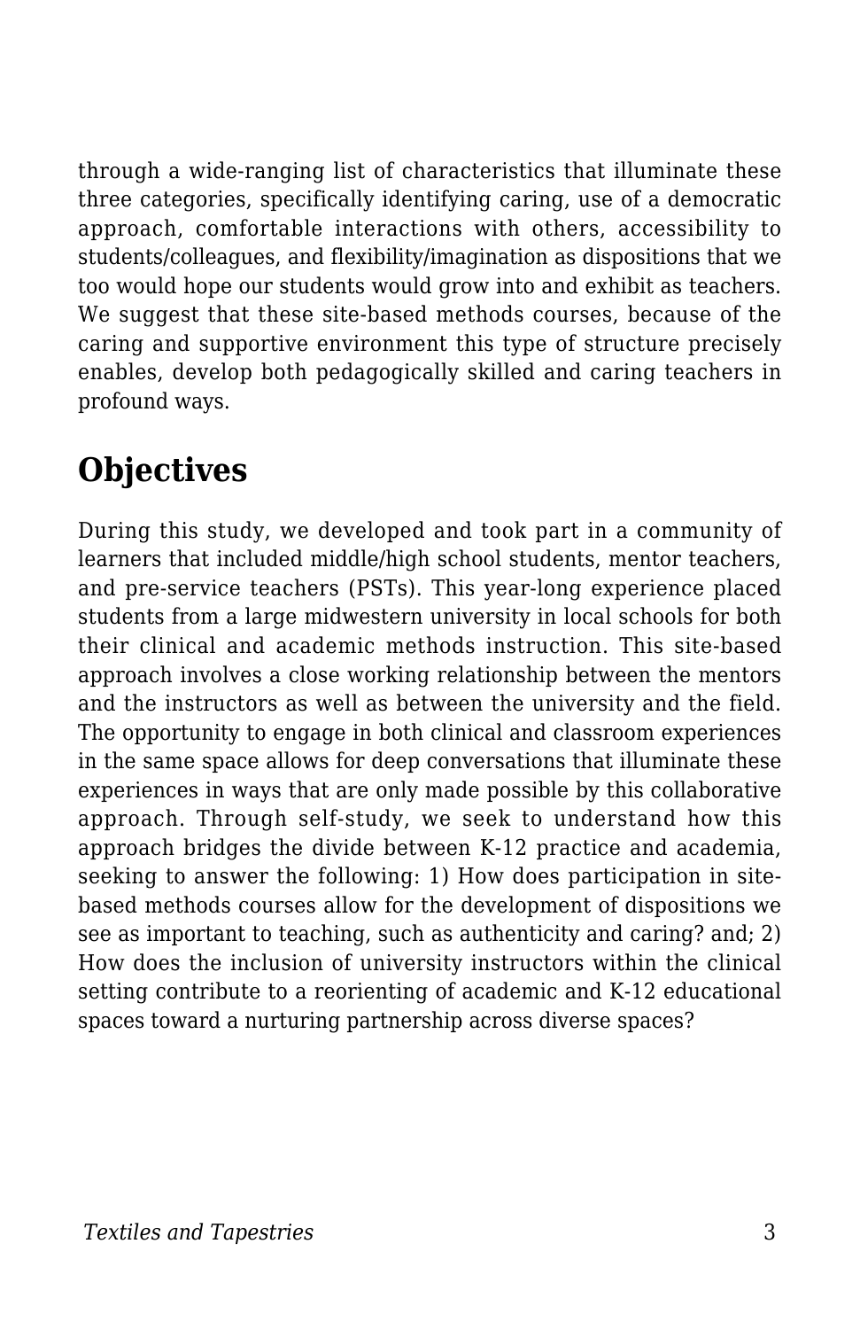through a wide-ranging list of characteristics that illuminate these three categories, specifically identifying caring, use of a democratic approach, comfortable interactions with others, accessibility to students/colleagues, and flexibility/imagination as dispositions that we too would hope our students would grow into and exhibit as teachers. We suggest that these site-based methods courses, because of the caring and supportive environment this type of structure precisely enables, develop both pedagogically skilled and caring teachers in profound ways.

## Objectives

During this study, we developed and took part in a community of learners that included middle/high school students, mentor teachers, and pre-service teachers (PSTs). This year-long experience placed students from a large midwestern university in local schools for both their clinical and academic methods instruction. This site-based approach involves a close working relationship between the mentors and the instructors as well as between the university and the field. The opportunity to engage in both clinical and classroom experiences in the same space allows for deep conversations that illuminate these experiences in ways that are only made possible by this collaborative approach. Through self-study, we seek to understand how this approach bridges the divide between K-12 practice and academia, seeking to answer the following: 1) How does participation in site-based methods courses allow for the development of dispositions we see as important to teaching, such as authenticity and caring? and; 2) How does the inclusion of university instructors within the clinical setting contribute to a reorienting of academic and K-12 educational spaces toward a nurturing partnership across diverse spaces?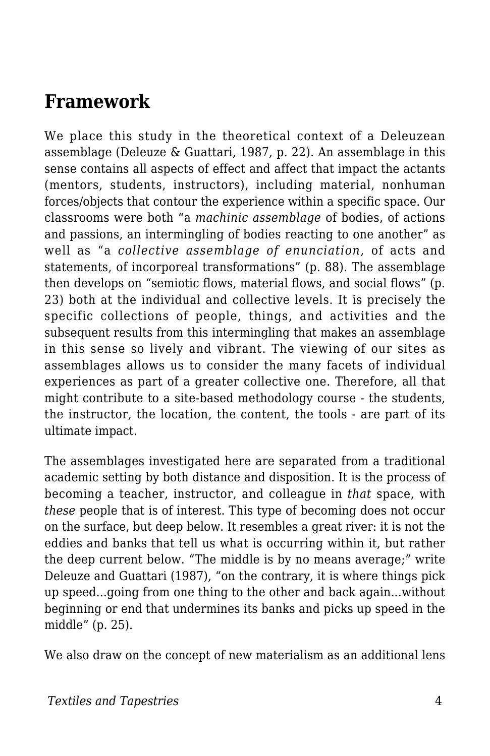## Framework

We place this study in the theoretical context of a Deleuzean assemblage (Deleuze & Guattari, 1987, p. 22). An assemblage in this sense contains all aspects of effect and affect that impact the actants (mentors, students, instructors), including material, nonhuman forces/objects that contour the experience within a specific space. Our classrooms were both "a *machinic assemblage* of bodies, of actions and passions, an intermingling of bodies reacting to one another" as well as "a *collective assemblage of enunciation*, of acts and statements, of incorporeal transformations" (p. 88). The assemblage then develops on "semiotic flows, material flows, and social flows" (p. 23) both at the individual and collective levels. It is precisely the specific collections of people, things, and activities and the subsequent results from this intermingling that makes an assemblage in this sense so lively and vibrant. The viewing of our sites as assemblages allows us to consider the many facets of individual experiences as part of a greater collective one. Therefore, all that might contribute to a site-based methodology course - the students, the instructor, the location, the content, the tools - are part of its ultimate impact.

The assemblages investigated here are separated from a traditional academic setting by both distance and disposition. It is the process of becoming a teacher, instructor, and colleague in *that* space, with *these* people that is of interest. This type of becoming does not occur on the surface, but deep below. It resembles a great river: it is not the eddies and banks that tell us what is occurring within it, but rather the deep current below. "The middle is by no means average;" write Deleuze and Guattari (1987), "on the contrary, it is where things pick up speed...going from one thing to the other and back again...without beginning or end that undermines its banks and picks up speed in the middle" (p. 25).

We also draw on the concept of new materialism as an additional lens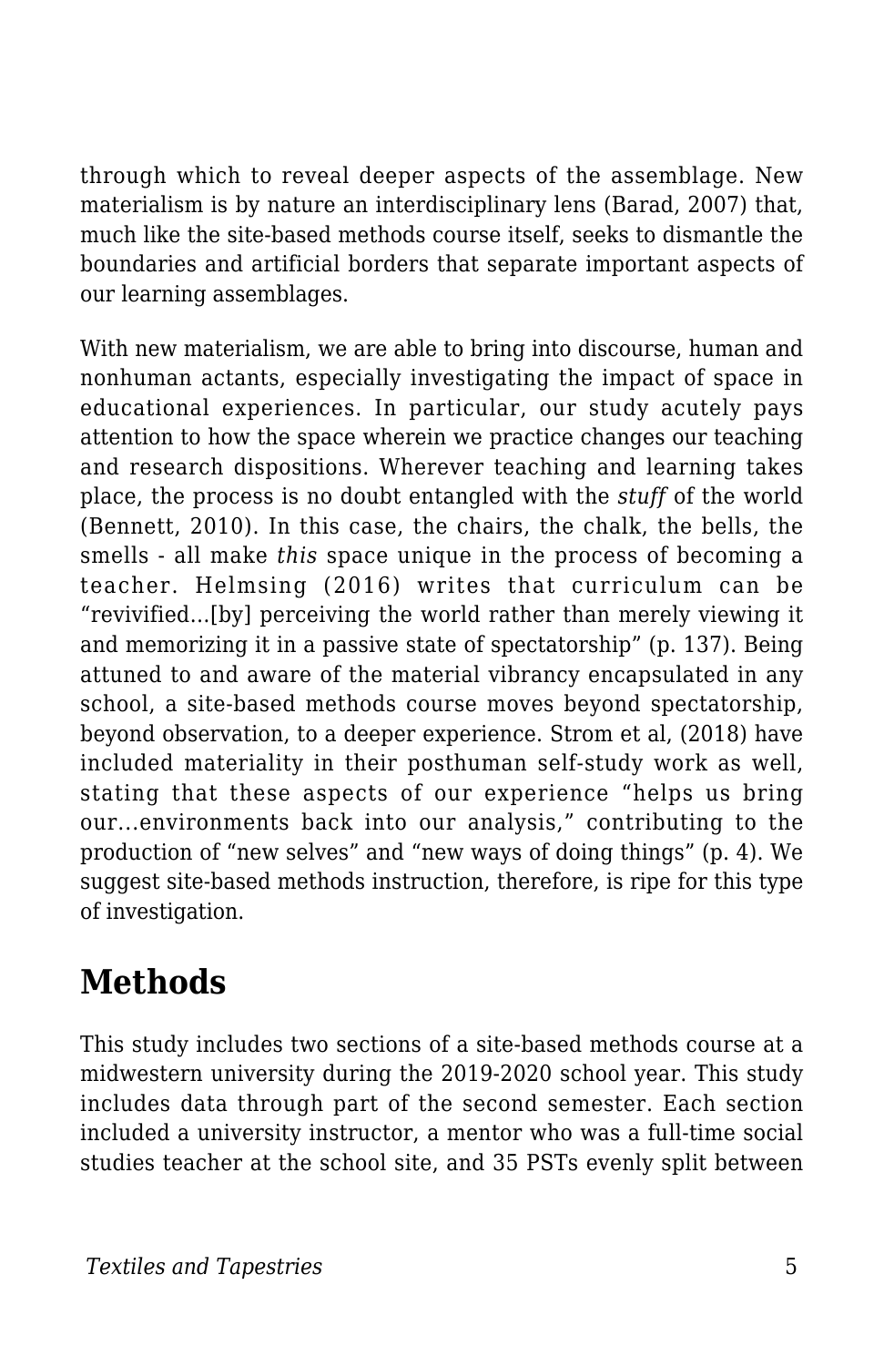through which to reveal deeper aspects of the assemblage. New materialism is by nature an interdisciplinary lens (Barad, 2007) that, much like the site-based methods course itself, seeks to dismantle the boundaries and artificial borders that separate important aspects of our learning assemblages.

With new materialism, we are able to bring into discourse, human and nonhuman actants, especially investigating the impact of space in educational experiences. In particular, our study acutely pays attention to how the space wherein we practice changes our teaching and research dispositions. Wherever teaching and learning takes place, the process is no doubt entangled with the *stuff* of the world (Bennett, 2010). In this case, the chairs, the chalk, the bells, the smells - all make *this* space unique in the process of becoming a teacher. Helmsing (2016) writes that curriculum can be "revivified…[by] perceiving the world rather than merely viewing it and memorizing it in a passive state of spectatorship" (p. 137). Being attuned to and aware of the material vibrancy encapsulated in any school, a site-based methods course moves beyond spectatorship, beyond observation, to a deeper experience. Strom et al, (2018) have included materiality in their posthuman self-study work as well, stating that these aspects of our experience "helps us bring our…environments back into our analysis," contributing to the production of "new selves" and "new ways of doing things" (p. 4). We suggest site-based methods instruction, therefore, is ripe for this type of investigation.

## Methods

This study includes two sections of a site-based methods course at a midwestern university during the 2019-2020 school year. This study includes data through part of the second semester. Each section included a university instructor, a mentor who was a full-time social studies teacher at the school site, and 35 PSTs evenly split between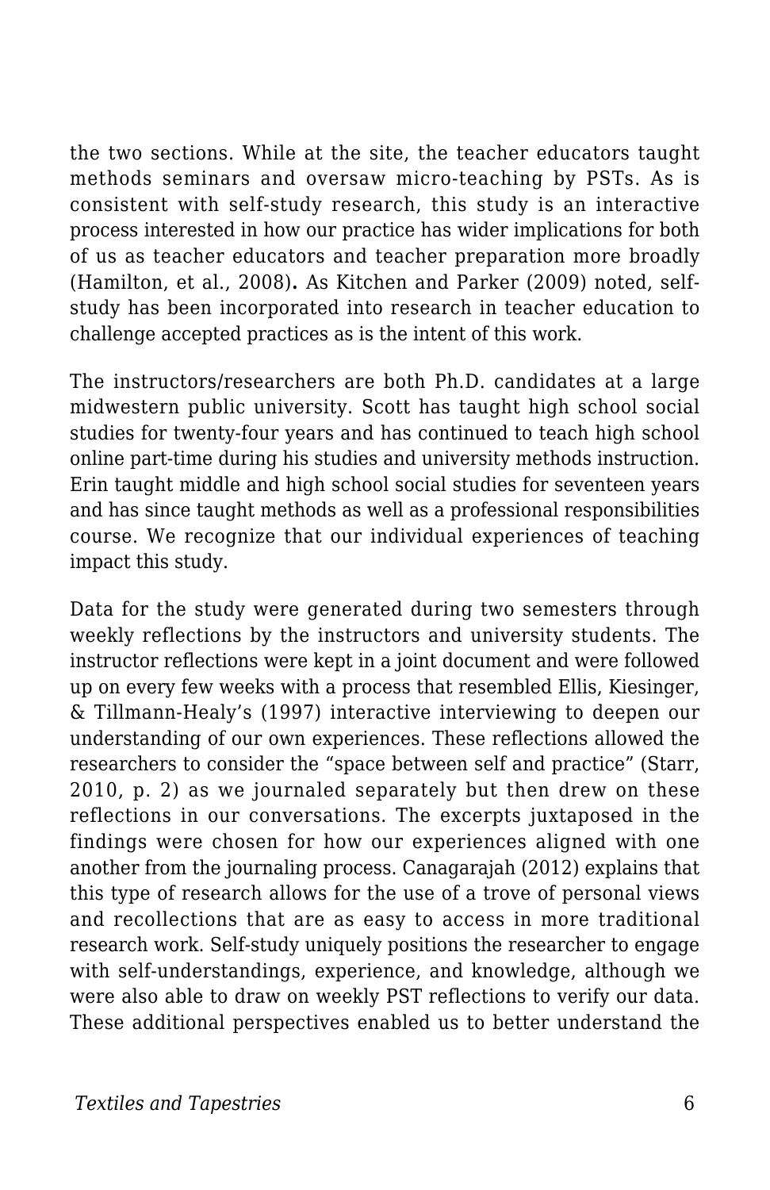the two sections. While at the site, the teacher educators taught methods seminars and oversaw micro-teaching by PSTs. As is consistent with self-study research, this study is an interactive process interested in how our practice has wider implications for both of us as teacher educators and teacher preparation more broadly (Hamilton, et al., 2008)**.** As Kitchen and Parker (2009) noted, self-study has been incorporated into research in teacher education to challenge accepted practices as is the intent of this work.

The instructors/researchers are both Ph.D. candidates at a large midwestern public university. Scott has taught high school social studies for twenty-four years and has continued to teach high school online part-time during his studies and university methods instruction. Erin taught middle and high school social studies for seventeen years and has since taught methods as well as a professional responsibilities course. We recognize that our individual experiences of teaching impact this study.

Data for the study were generated during two semesters through weekly reflections by the instructors and university students. The instructor reflections were kept in a joint document and were followed up on every few weeks with a process that resembled Ellis, Kiesinger, & Tillmann-Healy's (1997) interactive interviewing to deepen our understanding of our own experiences. These reflections allowed the researchers to consider the "space between self and practice" (Starr, 2010, p. 2) as we journaled separately but then drew on these reflections in our conversations. The excerpts juxtaposed in the findings were chosen for how our experiences aligned with one another from the journaling process. Canagarajah (2012) explains that this type of research allows for the use of a trove of personal views and recollections that are as easy to access in more traditional research work. Self-study uniquely positions the researcher to engage with self-understandings, experience, and knowledge, although we were also able to draw on weekly PST reflections to verify our data. These additional perspectives enabled us to better understand the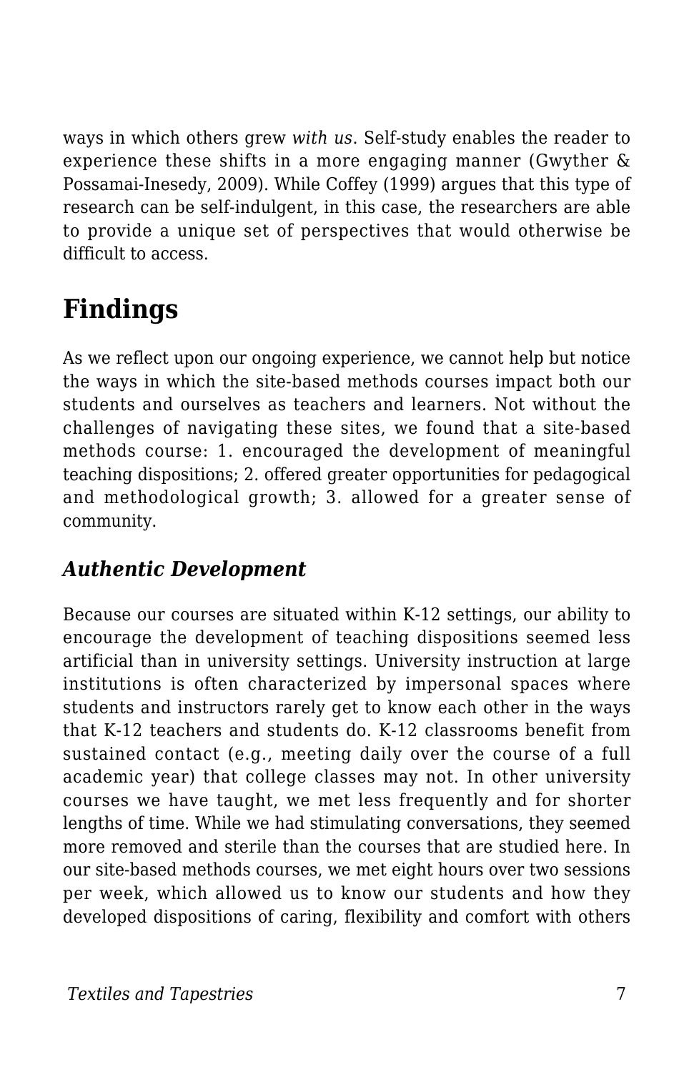ways in which others grew *with us*. Self-study enables the reader to experience these shifts in a more engaging manner (Gwyther & Possamai-Inesedy, 2009). While Coffey (1999) argues that this type of research can be self-indulgent, in this case, the researchers are able to provide a unique set of perspectives that would otherwise be difficult to access.

## Findings

As we reflect upon our ongoing experience, we cannot help but notice the ways in which the site-based methods courses impact both our students and ourselves as teachers and learners. Not without the challenges of navigating these sites, we found that a site-based methods course: 1. encouraged the development of meaningful teaching dispositions; 2. offered greater opportunities for pedagogical and methodological growth; 3. allowed for a greater sense of community.

### *Authentic Development*

Because our courses are situated within K-12 settings, our ability to encourage the development of teaching dispositions seemed less artificial than in university settings. University instruction at large institutions is often characterized by impersonal spaces where students and instructors rarely get to know each other in the ways that K-12 teachers and students do. K-12 classrooms benefit from sustained contact (e.g., meeting daily over the course of a full academic year) that college classes may not. In other university courses we have taught, we met less frequently and for shorter lengths of time. While we had stimulating conversations, they seemed more removed and sterile than the courses that are studied here. In our site-based methods courses, we met eight hours over two sessions per week, which allowed us to know our students and how they developed dispositions of caring, flexibility and comfort with others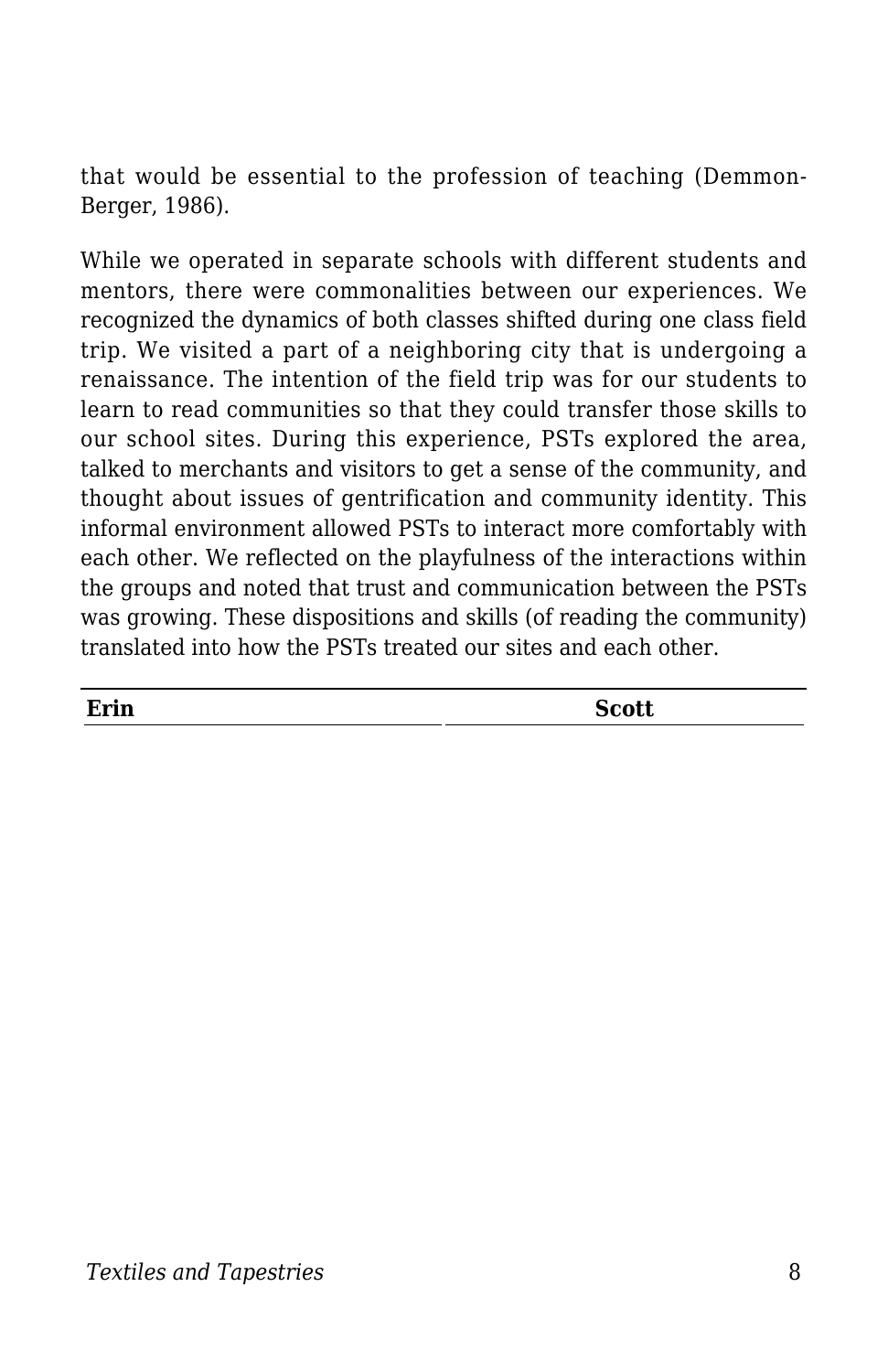that would be essential to the profession of teaching (Demmon-Berger, 1986).

While we operated in separate schools with different students and mentors, there were commonalities between our experiences. We recognized the dynamics of both classes shifted during one class field trip. We visited a part of a neighboring city that is undergoing a renaissance. The intention of the field trip was for our students to learn to read communities so that they could transfer those skills to our school sites. During this experience, PSTs explored the area, talked to merchants and visitors to get a sense of the community, and thought about issues of gentrification and community identity. This informal environment allowed PSTs to interact more comfortably with each other. We reflected on the playfulness of the interactions within the groups and noted that trust and communication between the PSTs was growing. These dispositions and skills (of reading the community) translated into how the PSTs treated our sites and each other.

| **Erin** | **Scott** |
| --- | --- |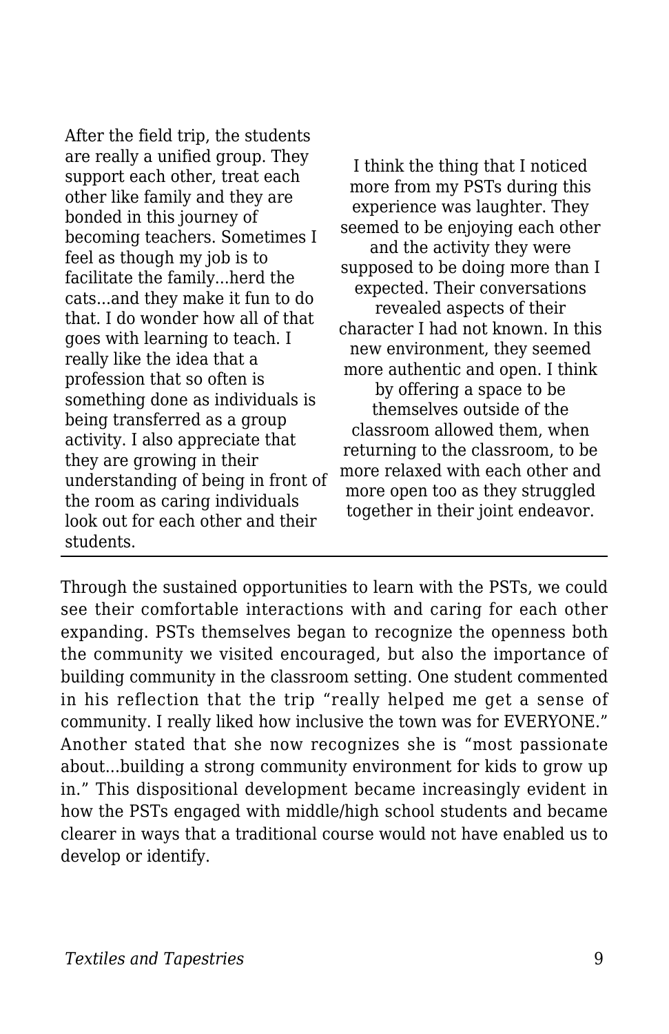After the field trip, the students are really a unified group. They support each other, treat each other like family and they are bonded in this journey of becoming teachers. Sometimes I feel as though my job is to facilitate the family...herd the cats...and they make it fun to do that. I do wonder how all of that goes with learning to teach. I really like the idea that a profession that so often is something done as individuals is being transferred as a group activity. I also appreciate that they are growing in their understanding of being in front of the room as caring individuals look out for each other and their students.

I think the thing that I noticed more from my PSTs during this experience was laughter. They seemed to be enjoying each other and the activity they were supposed to be doing more than I expected. Their conversations revealed aspects of their character I had not known. In this new environment, they seemed more authentic and open. I think by offering a space to be themselves outside of the classroom allowed them, when returning to the classroom, to be more relaxed with each other and more open too as they struggled together in their joint endeavor.

---

Through the sustained opportunities to learn with the PSTs, we could see their comfortable interactions with and caring for each other expanding. PSTs themselves began to recognize the openness both the community we visited encouraged, but also the importance of building community in the classroom setting. One student commented in his reflection that the trip "really helped me get a sense of community. I really liked how inclusive the town was for EVERYONE." Another stated that she now recognizes she is "most passionate about...building a strong community environment for kids to grow up in." This dispositional development became increasingly evident in how the PSTs engaged with middle/high school students and became clearer in ways that a traditional course would not have enabled us to develop or identify.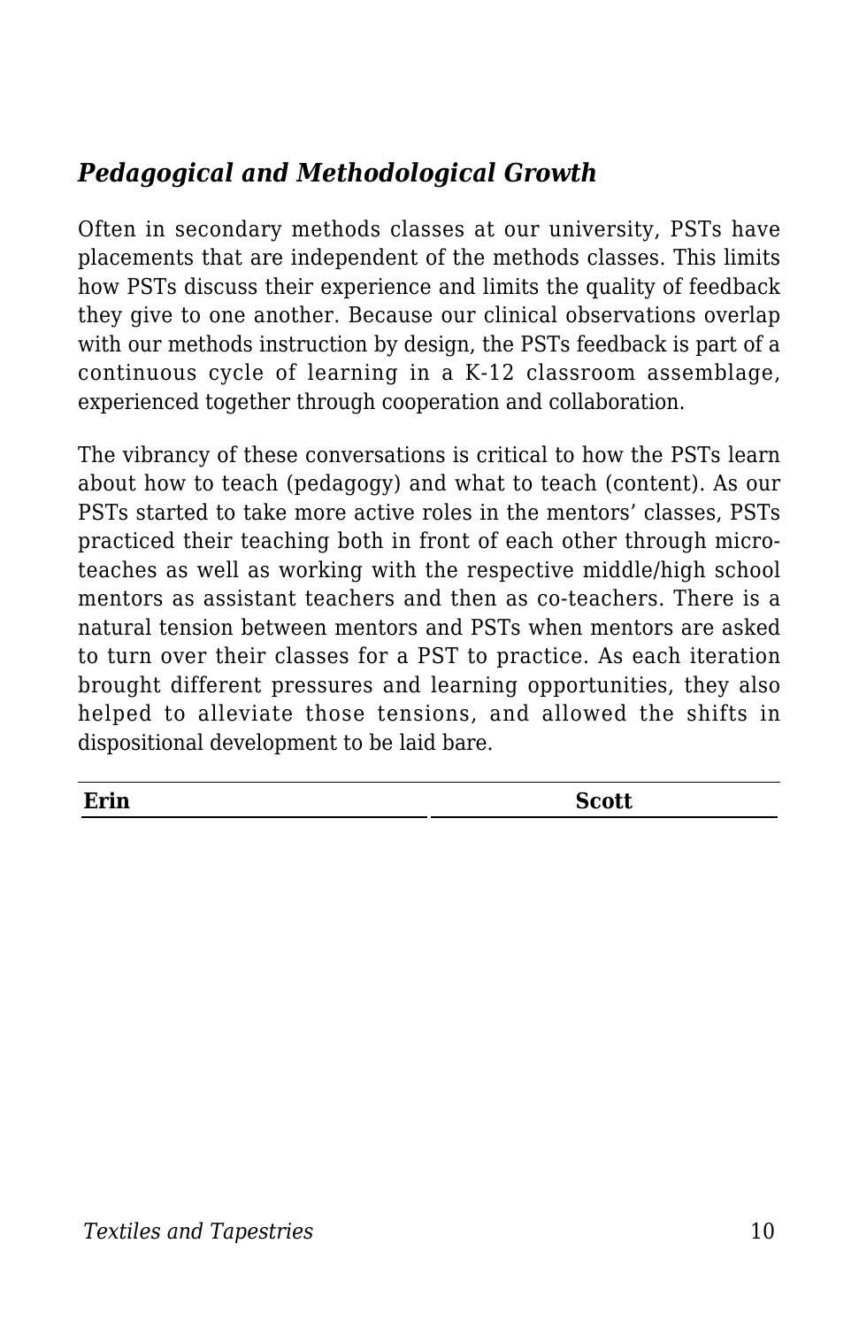### *Pedagogical and Methodological Growth*

Often in secondary methods classes at our university, PSTs have placements that are independent of the methods classes. This limits how PSTs discuss their experience and limits the quality of feedback they give to one another. Because our clinical observations overlap with our methods instruction by design, the PSTs feedback is part of a continuous cycle of learning in a K-12 classroom assemblage, experienced together through cooperation and collaboration.

The vibrancy of these conversations is critical to how the PSTs learn about how to teach (pedagogy) and what to teach (content). As our PSTs started to take more active roles in the mentors' classes, PSTs practiced their teaching both in front of each other through micro-teaches as well as working with the respective middle/high school mentors as assistant teachers and then as co-teachers. There is a natural tension between mentors and PSTs when mentors are asked to turn over their classes for a PST to practice. As each iteration brought different pressures and learning opportunities, they also helped to alleviate those tensions, and allowed the shifts in dispositional development to be laid bare.

| **Erin** | **Scott** |
| --- | --- |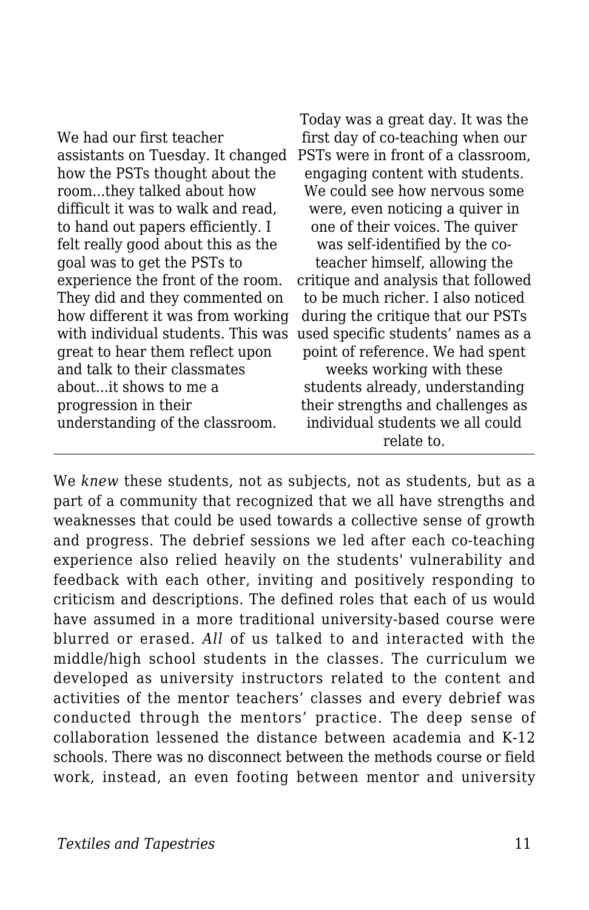| | |
|---|---|
| We had our first teacher assistants on Tuesday. It changed how the PSTs thought about the room...they talked about how difficult it was to walk and read, to hand out papers efficiently. I felt really good about this as the goal was to get the PSTs to experience the front of the room. They did and they commented on how different it was from working with individual students. This was great to hear them reflect upon and talk to their classmates about...it shows to me a progression in their understanding of the classroom. | Today was a great day. It was the first day of co-teaching when our PSTs were in front of a classroom, engaging content with students. We could see how nervous some were, even noticing a quiver in one of their voices. The quiver was self-identified by the co-teacher himself, allowing the critique and analysis that followed to be much richer. I also noticed during the critique that our PSTs used specific students' names as a point of reference. We had spent weeks working with these students already, understanding their strengths and challenges as individual students we all could relate to. |

We *knew* these students, not as subjects, not as students, but as a part of a community that recognized that we all have strengths and weaknesses that could be used towards a collective sense of growth and progress. The debrief sessions we led after each co-teaching experience also relied heavily on the students' vulnerability and feedback with each other, inviting and positively responding to criticism and descriptions. The defined roles that each of us would have assumed in a more traditional university-based course were blurred or erased. *All* of us talked to and interacted with the middle/high school students in the classes. The curriculum we developed as university instructors related to the content and activities of the mentor teachers' classes and every debrief was conducted through the mentors' practice. The deep sense of collaboration lessened the distance between academia and K-12 schools. There was no disconnect between the methods course or field work, instead, an even footing between mentor and university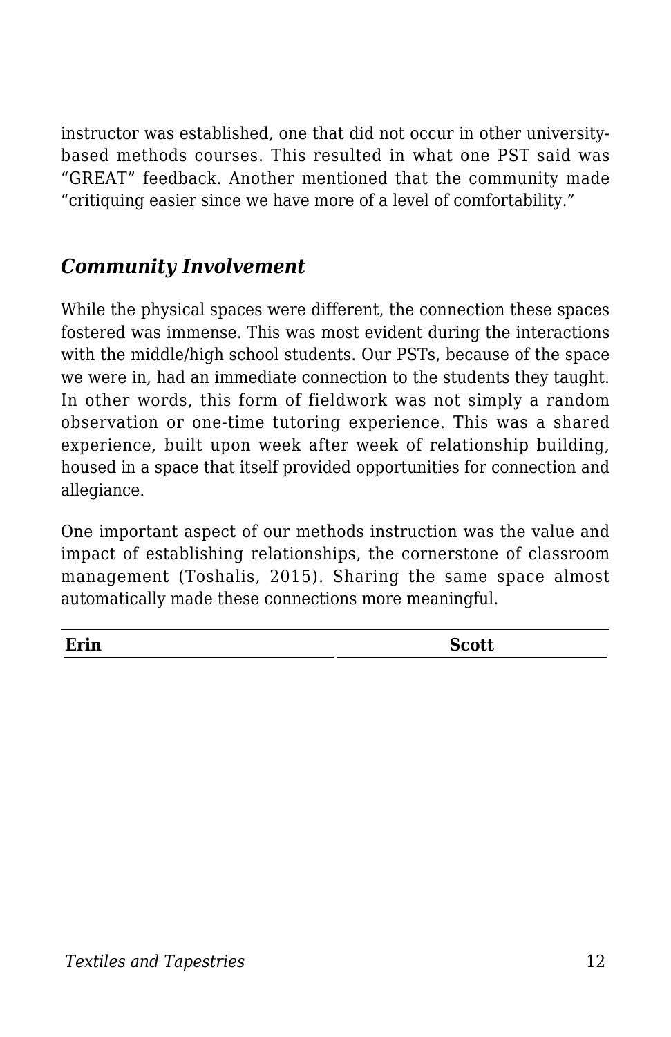instructor was established, one that did not occur in other university-based methods courses. This resulted in what one PST said was "GREAT" feedback. Another mentioned that the community made "critiquing easier since we have more of a level of comfortability."

### *Community Involvement*

While the physical spaces were different, the connection these spaces fostered was immense. This was most evident during the interactions with the middle/high school students. Our PSTs, because of the space we were in, had an immediate connection to the students they taught. In other words, this form of fieldwork was not simply a random observation or one-time tutoring experience. This was a shared experience, built upon week after week of relationship building, housed in a space that itself provided opportunities for connection and allegiance.

One important aspect of our methods instruction was the value and impact of establishing relationships, the cornerstone of classroom management (Toshalis, 2015). Sharing the same space almost automatically made these connections more meaningful.

| **Erin** | **Scott** |
| --- | --- |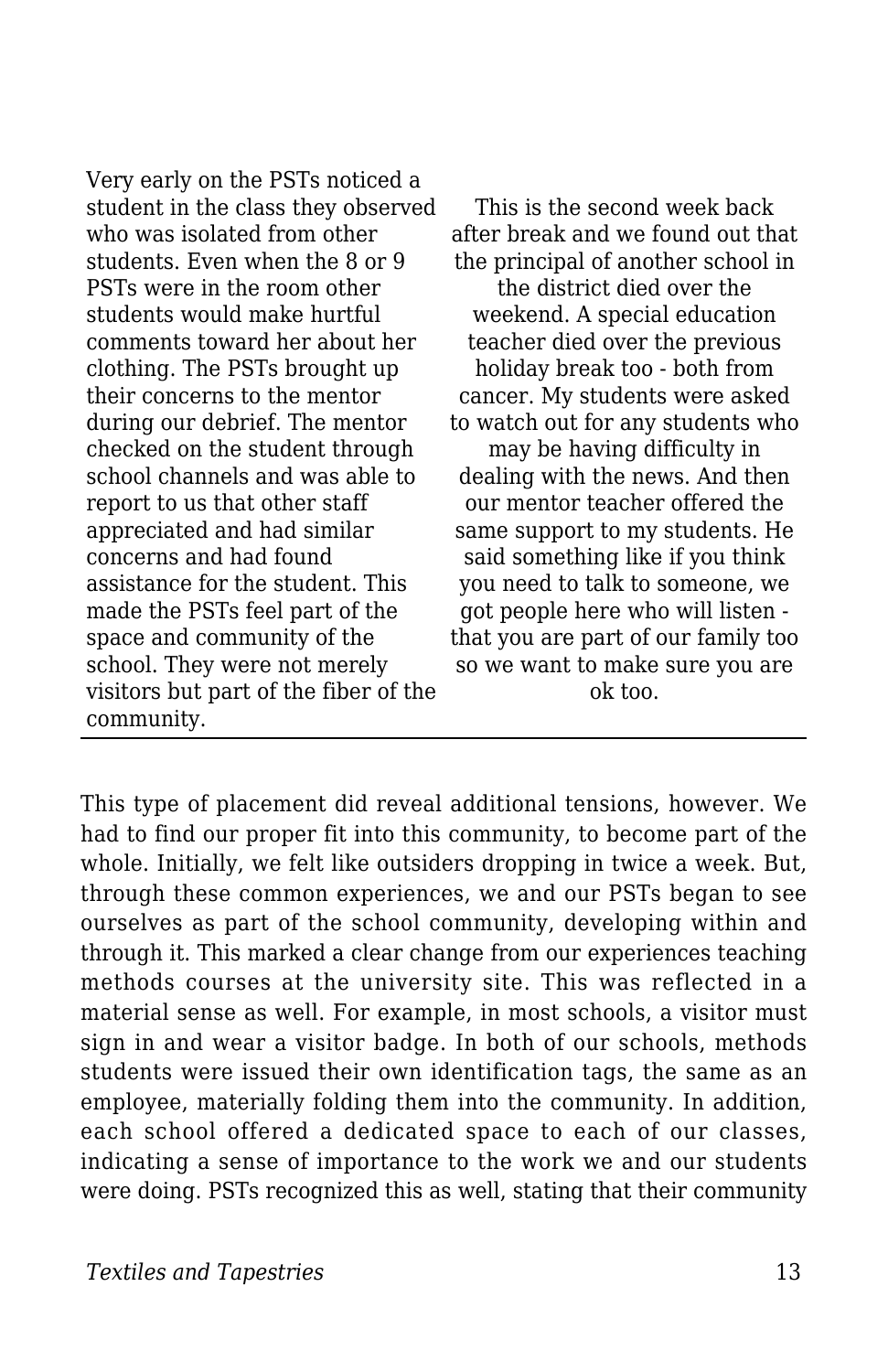Very early on the PSTs noticed a student in the class they observed who was isolated from other students. Even when the 8 or 9 PSTs were in the room other students would make hurtful comments toward her about her clothing. The PSTs brought up their concerns to the mentor during our debrief. The mentor checked on the student through school channels and was able to report to us that other staff appreciated and had similar concerns and had found assistance for the student. This made the PSTs feel part of the space and community of the school. They were not merely visitors but part of the fiber of the community.

This is the second week back after break and we found out that the principal of another school in the district died over the weekend. A special education teacher died over the previous holiday break too - both from cancer. My students were asked to watch out for any students who may be having difficulty in dealing with the news. And then our mentor teacher offered the same support to my students. He said something like if you think you need to talk to someone, we got people here who will listen - that you are part of our family too so we want to make sure you are ok too.

---

This type of placement did reveal additional tensions, however. We had to find our proper fit into this community, to become part of the whole. Initially, we felt like outsiders dropping in twice a week. But, through these common experiences, we and our PSTs began to see ourselves as part of the school community, developing within and through it. This marked a clear change from our experiences teaching methods courses at the university site. This was reflected in a material sense as well. For example, in most schools, a visitor must sign in and wear a visitor badge. In both of our schools, methods students were issued their own identification tags, the same as an employee, materially folding them into the community. In addition, each school offered a dedicated space to each of our classes, indicating a sense of importance to the work we and our students were doing. PSTs recognized this as well, stating that their community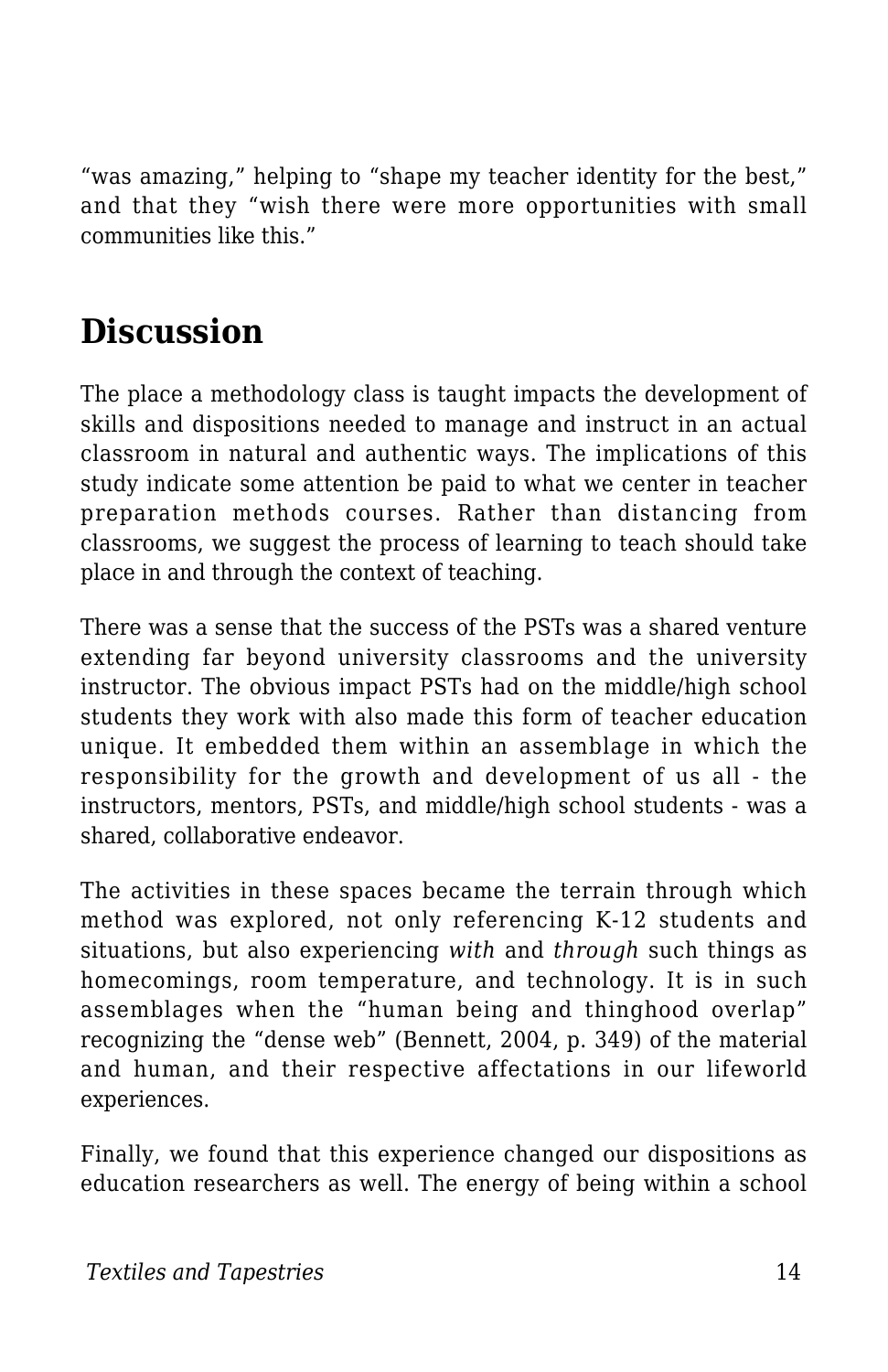"was amazing," helping to "shape my teacher identity for the best," and that they "wish there were more opportunities with small communities like this."

## Discussion

The place a methodology class is taught impacts the development of skills and dispositions needed to manage and instruct in an actual classroom in natural and authentic ways. The implications of this study indicate some attention be paid to what we center in teacher preparation methods courses. Rather than distancing from classrooms, we suggest the process of learning to teach should take place in and through the context of teaching.

There was a sense that the success of the PSTs was a shared venture extending far beyond university classrooms and the university instructor. The obvious impact PSTs had on the middle/high school students they work with also made this form of teacher education unique. It embedded them within an assemblage in which the responsibility for the growth and development of us all - the instructors, mentors, PSTs, and middle/high school students - was a shared, collaborative endeavor.

The activities in these spaces became the terrain through which method was explored, not only referencing K-12 students and situations, but also experiencing *with* and *through* such things as homecomings, room temperature, and technology. It is in such assemblages when the "human being and thinghood overlap" recognizing the "dense web" (Bennett, 2004, p. 349) of the material and human, and their respective affectations in our lifeworld experiences.

Finally, we found that this experience changed our dispositions as education researchers as well. The energy of being within a school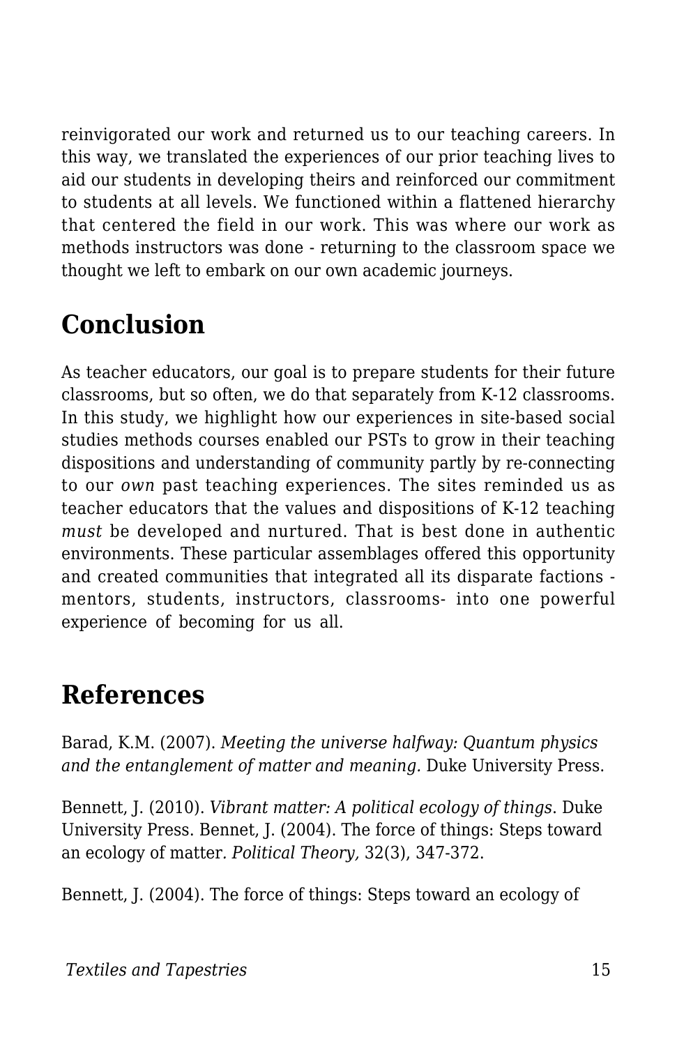reinvigorated our work and returned us to our teaching careers. In this way, we translated the experiences of our prior teaching lives to aid our students in developing theirs and reinforced our commitment to students at all levels. We functioned within a flattened hierarchy that centered the field in our work. This was where our work as methods instructors was done - returning to the classroom space we thought we left to embark on our own academic journeys.

## Conclusion

As teacher educators, our goal is to prepare students for their future classrooms, but so often, we do that separately from K-12 classrooms. In this study, we highlight how our experiences in site-based social studies methods courses enabled our PSTs to grow in their teaching dispositions and understanding of community partly by re-connecting to our *own* past teaching experiences. The sites reminded us as teacher educators that the values and dispositions of K-12 teaching *must* be developed and nurtured. That is best done in authentic environments. These particular assemblages offered this opportunity and created communities that integrated all its disparate factions - mentors, students, instructors, classrooms- into one powerful experience of becoming for us all.

## References

Barad, K.M. (2007). *Meeting the universe halfway: Quantum physics and the entanglement of matter and meaning.* Duke University Press.

Bennett, J. (2010). *Vibrant matter: A political ecology of things*. Duke University Press. Bennet, J. (2004). The force of things: Steps toward an ecology of matter. *Political Theory,* 32(3), 347-372.

Bennett, J. (2004). The force of things: Steps toward an ecology of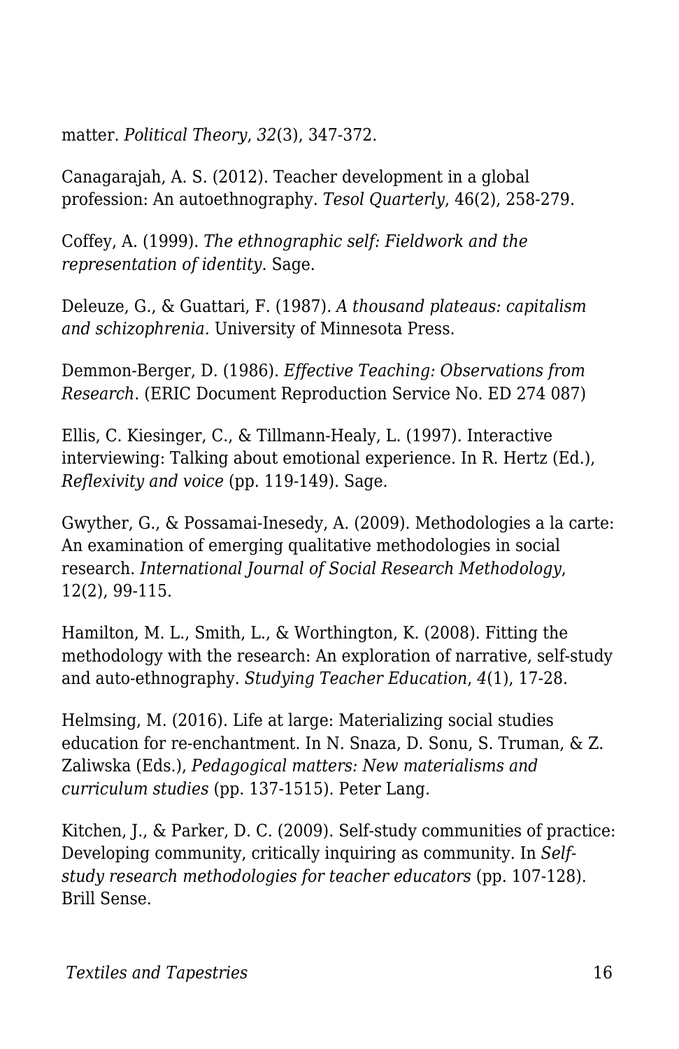matter. *Political Theory*, *32*(3), 347-372.

Canagarajah, A. S. (2012). Teacher development in a global profession: An autoethnography. *Tesol Quarterly*, 46(2), 258-279.

Coffey, A. (1999). *The ethnographic self: Fieldwork and the representation of identity*. Sage.

Deleuze, G., & Guattari, F. (1987). *A thousand plateaus: capitalism and schizophrenia.* University of Minnesota Press.

Demmon-Berger, D. (1986). *Effective Teaching: Observations from Research*. (ERIC Document Reproduction Service No. ED 274 087)

Ellis, C. Kiesinger, C., & Tillmann-Healy, L. (1997). Interactive interviewing: Talking about emotional experience. In R. Hertz (Ed.), *Reflexivity and voice* (pp. 119-149). Sage.

Gwyther, G., & Possamai-Inesedy, A. (2009). Methodologies a la carte: An examination of emerging qualitative methodologies in social research. *International Journal of Social Research Methodology*, 12(2), 99-115.

Hamilton, M. L., Smith, L., & Worthington, K. (2008). Fitting the methodology with the research: An exploration of narrative, self-study and auto-ethnography. *Studying Teacher Education*, *4*(1), 17-28.

Helmsing, M. (2016). Life at large: Materializing social studies education for re-enchantment. In N. Snaza, D. Sonu, S. Truman, & Z. Zaliwska (Eds.), *Pedagogical matters: New materialisms and curriculum studies* (pp. 137-1515). Peter Lang.

Kitchen, J., & Parker, D. C. (2009). Self-study communities of practice: Developing community, critically inquiring as community. In *Self-study research methodologies for teacher educators* (pp. 107-128). Brill Sense.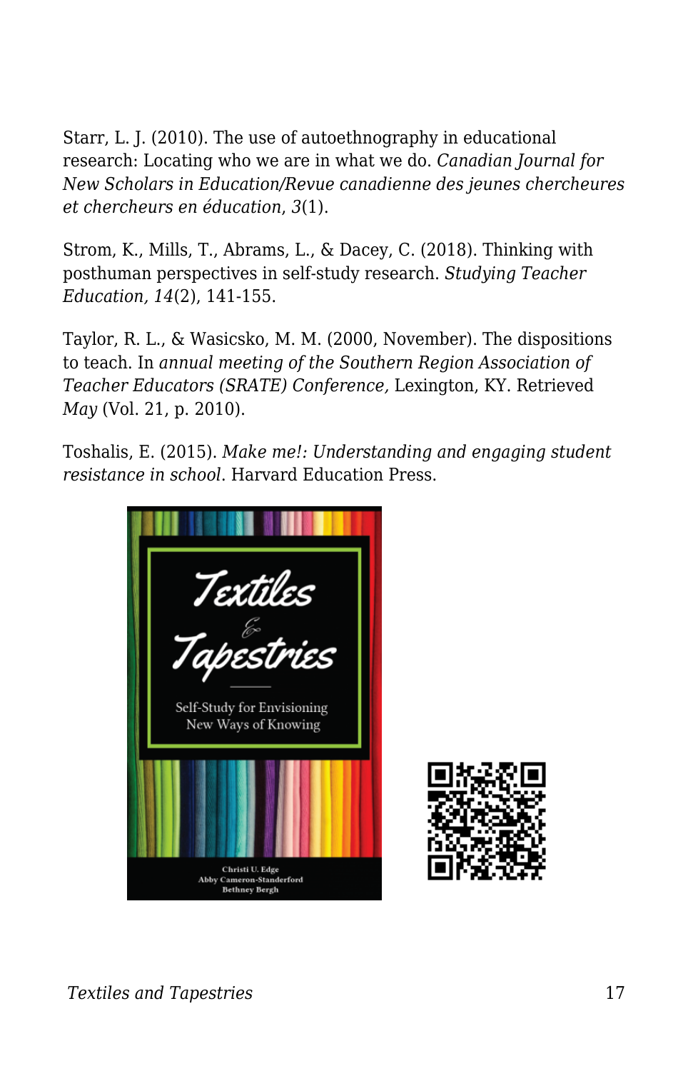Starr, L. J. (2010). The use of autoethnography in educational research: Locating who we are in what we do. *Canadian Journal for New Scholars in Education/Revue canadienne des jeunes chercheures et chercheurs en éducation, 3*(1).

Strom, K., Mills, T., Abrams, L., & Dacey, C. (2018). Thinking with posthuman perspectives in self-study research. *Studying Teacher Education, 14*(2), 141-155.

Taylor, R. L., & Wasicsko, M. M. (2000, November). The dispositions to teach. In *annual meeting of the Southern Region Association of Teacher Educators (SRATE) Conference,* Lexington, KY. Retrieved *May* (Vol. 21, p. 2010).

Toshalis, E. (2015). *Make me!: Understanding and engaging student resistance in school*. Harvard Education Press.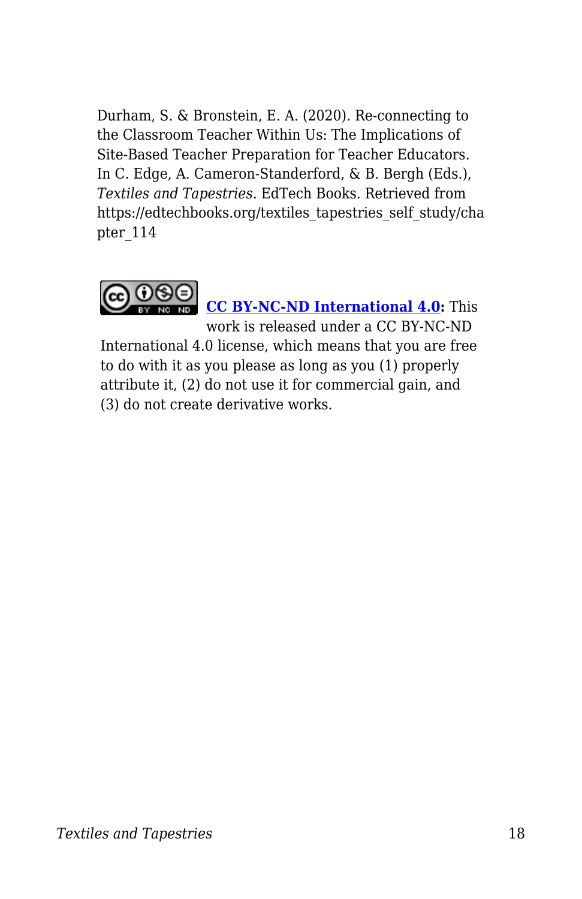Durham, S. & Bronstein, E. A. (2020). Re-connecting to the Classroom Teacher Within Us: The Implications of Site-Based Teacher Preparation for Teacher Educators. In C. Edge, A. Cameron-Standerford, & B. Bergh (Eds.), *Textiles and Tapestries*. EdTech Books. Retrieved from https://edtechbooks.org/textiles_tapestries_self_study/chapter_114

**CC BY-NC-ND International 4.0:** This work is released under a CC BY-NC-ND International 4.0 license, which means that you are free to do with it as you please as long as you (1) properly attribute it, (2) do not use it for commercial gain, and (3) do not create derivative works.